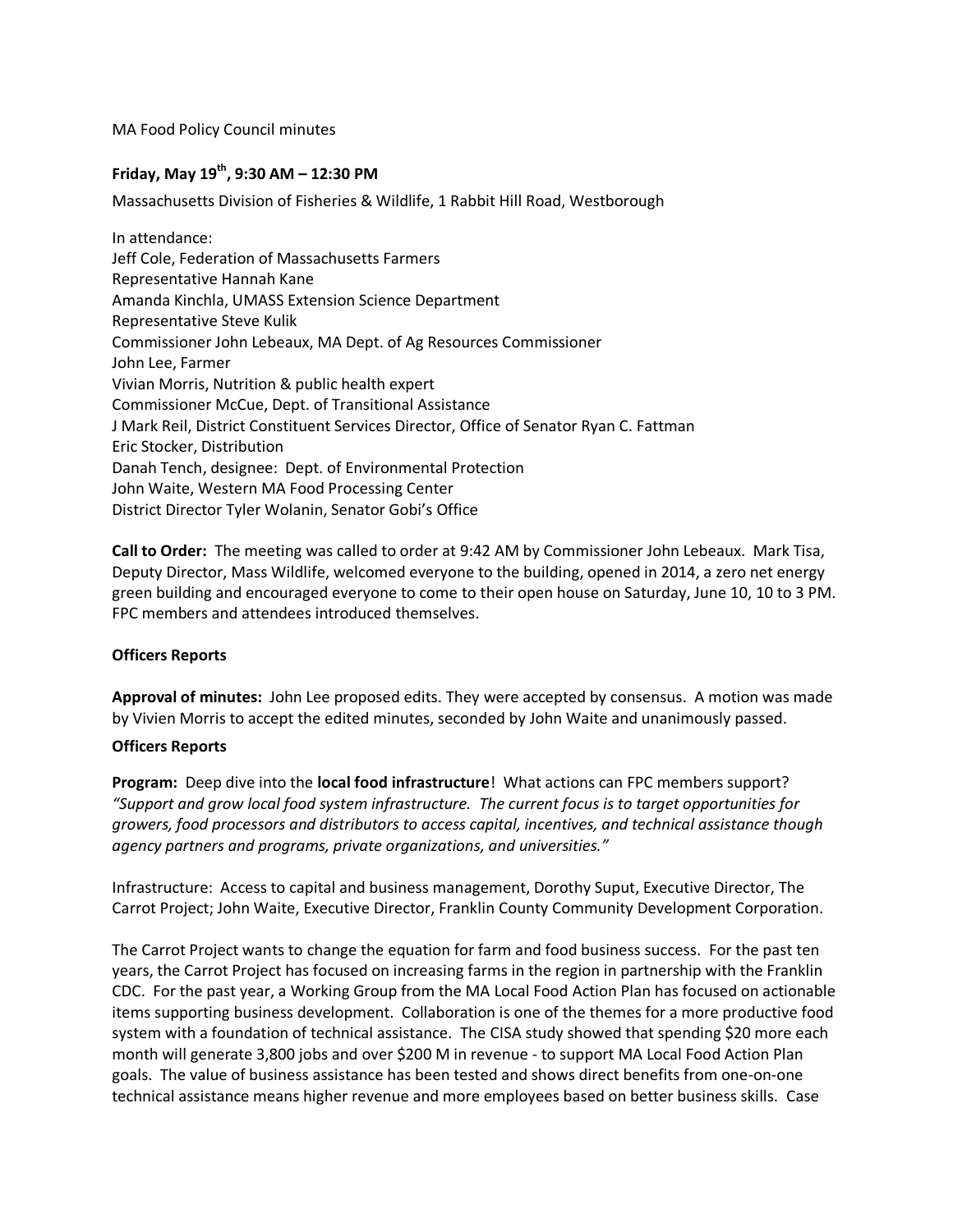MA Food Policy Council minutes

**Friday, May 19th, 9:30 AM – 12:30 PM**

Massachusetts Division of Fisheries & Wildlife, 1 Rabbit Hill Road, Westborough

In attendance:
Jeff Cole, Federation of Massachusetts Farmers
Representative Hannah Kane
Amanda Kinchla, UMASS Extension Science Department
Representative Steve Kulik
Commissioner John Lebeaux, MA Dept. of Ag Resources Commissioner
John Lee, Farmer
Vivian Morris, Nutrition & public health expert
Commissioner McCue, Dept. of Transitional Assistance
J Mark Reil, District Constituent Services Director, Office of Senator Ryan C. Fattman
Eric Stocker, Distribution
Danah Tench, designee: Dept. of Environmental Protection
John Waite, Western MA Food Processing Center
District Director Tyler Wolanin, Senator Gobi's Office

**Call to Order:** The meeting was called to order at 9:42 AM by Commissioner John Lebeaux. Mark Tisa, Deputy Director, Mass Wildlife, welcomed everyone to the building, opened in 2014, a zero net energy green building and encouraged everyone to come to their open house on Saturday, June 10, 10 to 3 PM. FPC members and attendees introduced themselves.

**Officers Reports**

**Approval of minutes:** John Lee proposed edits. They were accepted by consensus. A motion was made by Vivien Morris to accept the edited minutes, seconded by John Waite and unanimously passed.

**Officers Reports**

**Program:** Deep dive into the **local food infrastructure**! What actions can FPC members support? *"Support and grow local food system infrastructure. The current focus is to target opportunities for growers, food processors and distributors to access capital, incentives, and technical assistance though agency partners and programs, private organizations, and universities."*

Infrastructure: Access to capital and business management, Dorothy Suput, Executive Director, The Carrot Project; John Waite, Executive Director, Franklin County Community Development Corporation.

The Carrot Project wants to change the equation for farm and food business success. For the past ten years, the Carrot Project has focused on increasing farms in the region in partnership with the Franklin CDC. For the past year, a Working Group from the MA Local Food Action Plan has focused on actionable items supporting business development. Collaboration is one of the themes for a more productive food system with a foundation of technical assistance. The CISA study showed that spending $20 more each month will generate 3,800 jobs and over $200 M in revenue - to support MA Local Food Action Plan goals. The value of business assistance has been tested and shows direct benefits from one-on-one technical assistance means higher revenue and more employees based on better business skills. Case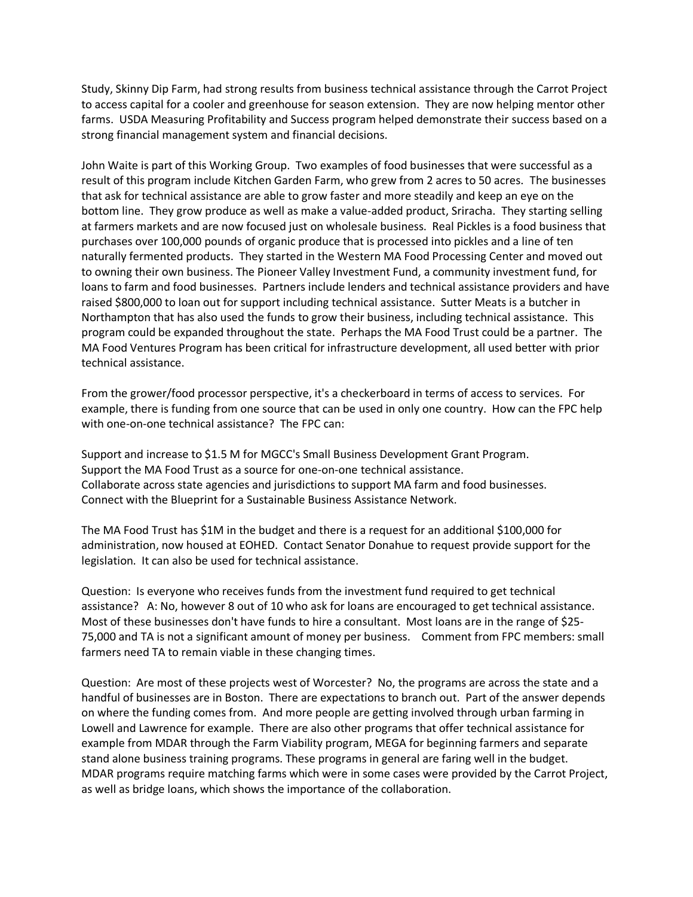Study, Skinny Dip Farm, had strong results from business technical assistance through the Carrot Project to access capital for a cooler and greenhouse for season extension. They are now helping mentor other farms. USDA Measuring Profitability and Success program helped demonstrate their success based on a strong financial management system and financial decisions.

John Waite is part of this Working Group. Two examples of food businesses that were successful as a result of this program include Kitchen Garden Farm, who grew from 2 acres to 50 acres. The businesses that ask for technical assistance are able to grow faster and more steadily and keep an eye on the bottom line. They grow produce as well as make a value-added product, Sriracha. They starting selling at farmers markets and are now focused just on wholesale business. Real Pickles is a food business that purchases over 100,000 pounds of organic produce that is processed into pickles and a line of ten naturally fermented products. They started in the Western MA Food Processing Center and moved out to owning their own business. The Pioneer Valley Investment Fund, a community investment fund, for loans to farm and food businesses. Partners include lenders and technical assistance providers and have raised $800,000 to loan out for support including technical assistance. Sutter Meats is a butcher in Northampton that has also used the funds to grow their business, including technical assistance. This program could be expanded throughout the state. Perhaps the MA Food Trust could be a partner. The MA Food Ventures Program has been critical for infrastructure development, all used better with prior technical assistance.

From the grower/food processor perspective, it's a checkerboard in terms of access to services. For example, there is funding from one source that can be used in only one country. How can the FPC help with one-on-one technical assistance? The FPC can:

Support and increase to $1.5 M for MGCC's Small Business Development Grant Program.
Support the MA Food Trust as a source for one-on-one technical assistance.
Collaborate across state agencies and jurisdictions to support MA farm and food businesses.
Connect with the Blueprint for a Sustainable Business Assistance Network.

The MA Food Trust has $1M in the budget and there is a request for an additional $100,000 for administration, now housed at EOHED. Contact Senator Donahue to request provide support for the legislation. It can also be used for technical assistance.

Question: Is everyone who receives funds from the investment fund required to get technical assistance? A: No, however 8 out of 10 who ask for loans are encouraged to get technical assistance. Most of these businesses don't have funds to hire a consultant. Most loans are in the range of $25-75,000 and TA is not a significant amount of money per business. Comment from FPC members: small farmers need TA to remain viable in these changing times.

Question: Are most of these projects west of Worcester? No, the programs are across the state and a handful of businesses are in Boston. There are expectations to branch out. Part of the answer depends on where the funding comes from. And more people are getting involved through urban farming in Lowell and Lawrence for example. There are also other programs that offer technical assistance for example from MDAR through the Farm Viability program, MEGA for beginning farmers and separate stand alone business training programs. These programs in general are faring well in the budget. MDAR programs require matching farms which were in some cases were provided by the Carrot Project, as well as bridge loans, which shows the importance of the collaboration.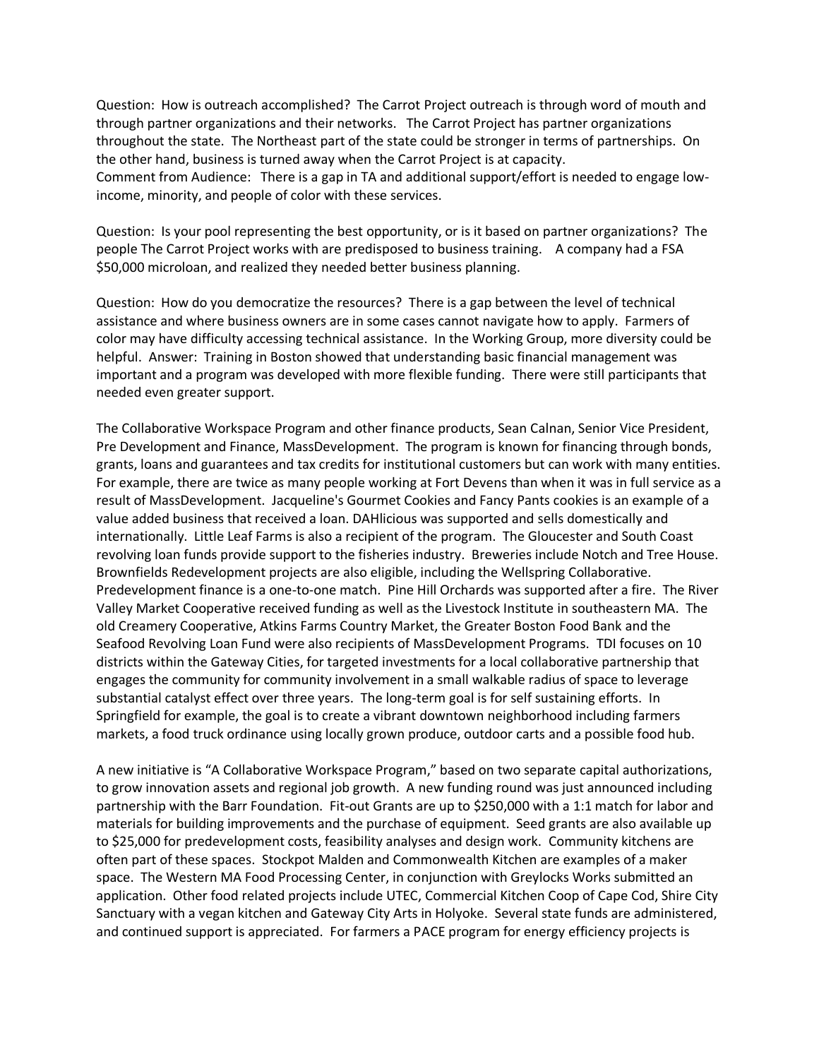Question: How is outreach accomplished? The Carrot Project outreach is through word of mouth and through partner organizations and their networks. The Carrot Project has partner organizations throughout the state. The Northeast part of the state could be stronger in terms of partnerships. On the other hand, business is turned away when the Carrot Project is at capacity.
Comment from Audience: There is a gap in TA and additional support/effort is needed to engage low-income, minority, and people of color with these services.

Question: Is your pool representing the best opportunity, or is it based on partner organizations? The people The Carrot Project works with are predisposed to business training. A company had a FSA $50,000 microloan, and realized they needed better business planning.

Question: How do you democratize the resources? There is a gap between the level of technical assistance and where business owners are in some cases cannot navigate how to apply. Farmers of color may have difficulty accessing technical assistance. In the Working Group, more diversity could be helpful. Answer: Training in Boston showed that understanding basic financial management was important and a program was developed with more flexible funding. There were still participants that needed even greater support.

The Collaborative Workspace Program and other finance products, Sean Calnan, Senior Vice President, Pre Development and Finance, MassDevelopment. The program is known for financing through bonds, grants, loans and guarantees and tax credits for institutional customers but can work with many entities. For example, there are twice as many people working at Fort Devens than when it was in full service as a result of MassDevelopment. Jacqueline's Gourmet Cookies and Fancy Pants cookies is an example of a value added business that received a loan. DAHlicious was supported and sells domestically and internationally. Little Leaf Farms is also a recipient of the program. The Gloucester and South Coast revolving loan funds provide support to the fisheries industry. Breweries include Notch and Tree House. Brownfields Redevelopment projects are also eligible, including the Wellspring Collaborative. Predevelopment finance is a one-to-one match. Pine Hill Orchards was supported after a fire. The River Valley Market Cooperative received funding as well as the Livestock Institute in southeastern MA. The old Creamery Cooperative, Atkins Farms Country Market, the Greater Boston Food Bank and the Seafood Revolving Loan Fund were also recipients of MassDevelopment Programs. TDI focuses on 10 districts within the Gateway Cities, for targeted investments for a local collaborative partnership that engages the community for community involvement in a small walkable radius of space to leverage substantial catalyst effect over three years. The long-term goal is for self sustaining efforts. In Springfield for example, the goal is to create a vibrant downtown neighborhood including farmers markets, a food truck ordinance using locally grown produce, outdoor carts and a possible food hub.

A new initiative is "A Collaborative Workspace Program," based on two separate capital authorizations, to grow innovation assets and regional job growth. A new funding round was just announced including partnership with the Barr Foundation. Fit-out Grants are up to $250,000 with a 1:1 match for labor and materials for building improvements and the purchase of equipment. Seed grants are also available up to $25,000 for predevelopment costs, feasibility analyses and design work. Community kitchens are often part of these spaces. Stockpot Malden and Commonwealth Kitchen are examples of a maker space. The Western MA Food Processing Center, in conjunction with Greylocks Works submitted an application. Other food related projects include UTEC, Commercial Kitchen Coop of Cape Cod, Shire City Sanctuary with a vegan kitchen and Gateway City Arts in Holyoke. Several state funds are administered, and continued support is appreciated. For farmers a PACE program for energy efficiency projects is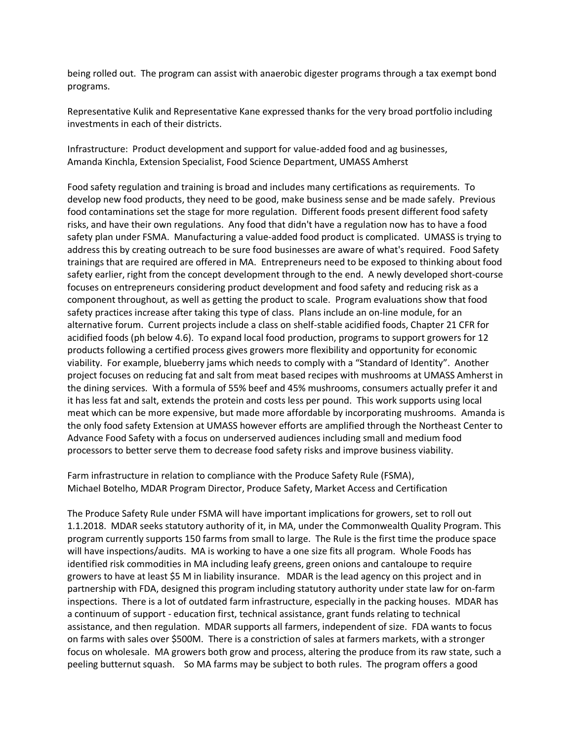being rolled out. The program can assist with anaerobic digester programs through a tax exempt bond programs.

Representative Kulik and Representative Kane expressed thanks for the very broad portfolio including investments in each of their districts.

Infrastructure: Product development and support for value-added food and ag businesses,
Amanda Kinchla, Extension Specialist, Food Science Department, UMASS Amherst

Food safety regulation and training is broad and includes many certifications as requirements. To develop new food products, they need to be good, make business sense and be made safely. Previous food contaminations set the stage for more regulation. Different foods present different food safety risks, and have their own regulations. Any food that didn't have a regulation now has to have a food safety plan under FSMA. Manufacturing a value-added food product is complicated. UMASS is trying to address this by creating outreach to be sure food businesses are aware of what's required. Food Safety trainings that are required are offered in MA. Entrepreneurs need to be exposed to thinking about food safety earlier, right from the concept development through to the end. A newly developed short-course focuses on entrepreneurs considering product development and food safety and reducing risk as a component throughout, as well as getting the product to scale. Program evaluations show that food safety practices increase after taking this type of class. Plans include an on-line module, for an alternative forum. Current projects include a class on shelf-stable acidified foods, Chapter 21 CFR for acidified foods (ph below 4.6). To expand local food production, programs to support growers for 12 products following a certified process gives growers more flexibility and opportunity for economic viability. For example, blueberry jams which needs to comply with a "Standard of Identity". Another project focuses on reducing fat and salt from meat based recipes with mushrooms at UMASS Amherst in the dining services. With a formula of 55% beef and 45% mushrooms, consumers actually prefer it and it has less fat and salt, extends the protein and costs less per pound. This work supports using local meat which can be more expensive, but made more affordable by incorporating mushrooms. Amanda is the only food safety Extension at UMASS however efforts are amplified through the Northeast Center to Advance Food Safety with a focus on underserved audiences including small and medium food processors to better serve them to decrease food safety risks and improve business viability.

Farm infrastructure in relation to compliance with the Produce Safety Rule (FSMA),
Michael Botelho, MDAR Program Director, Produce Safety, Market Access and Certification

The Produce Safety Rule under FSMA will have important implications for growers, set to roll out 1.1.2018. MDAR seeks statutory authority of it, in MA, under the Commonwealth Quality Program. This program currently supports 150 farms from small to large. The Rule is the first time the produce space will have inspections/audits. MA is working to have a one size fits all program. Whole Foods has identified risk commodities in MA including leafy greens, green onions and cantaloupe to require growers to have at least $5 M in liability insurance. MDAR is the lead agency on this project and in partnership with FDA, designed this program including statutory authority under state law for on-farm inspections. There is a lot of outdated farm infrastructure, especially in the packing houses. MDAR has a continuum of support - education first, technical assistance, grant funds relating to technical assistance, and then regulation. MDAR supports all farmers, independent of size. FDA wants to focus on farms with sales over $500M. There is a constriction of sales at farmers markets, with a stronger focus on wholesale. MA growers both grow and process, altering the produce from its raw state, such a peeling butternut squash. So MA farms may be subject to both rules. The program offers a good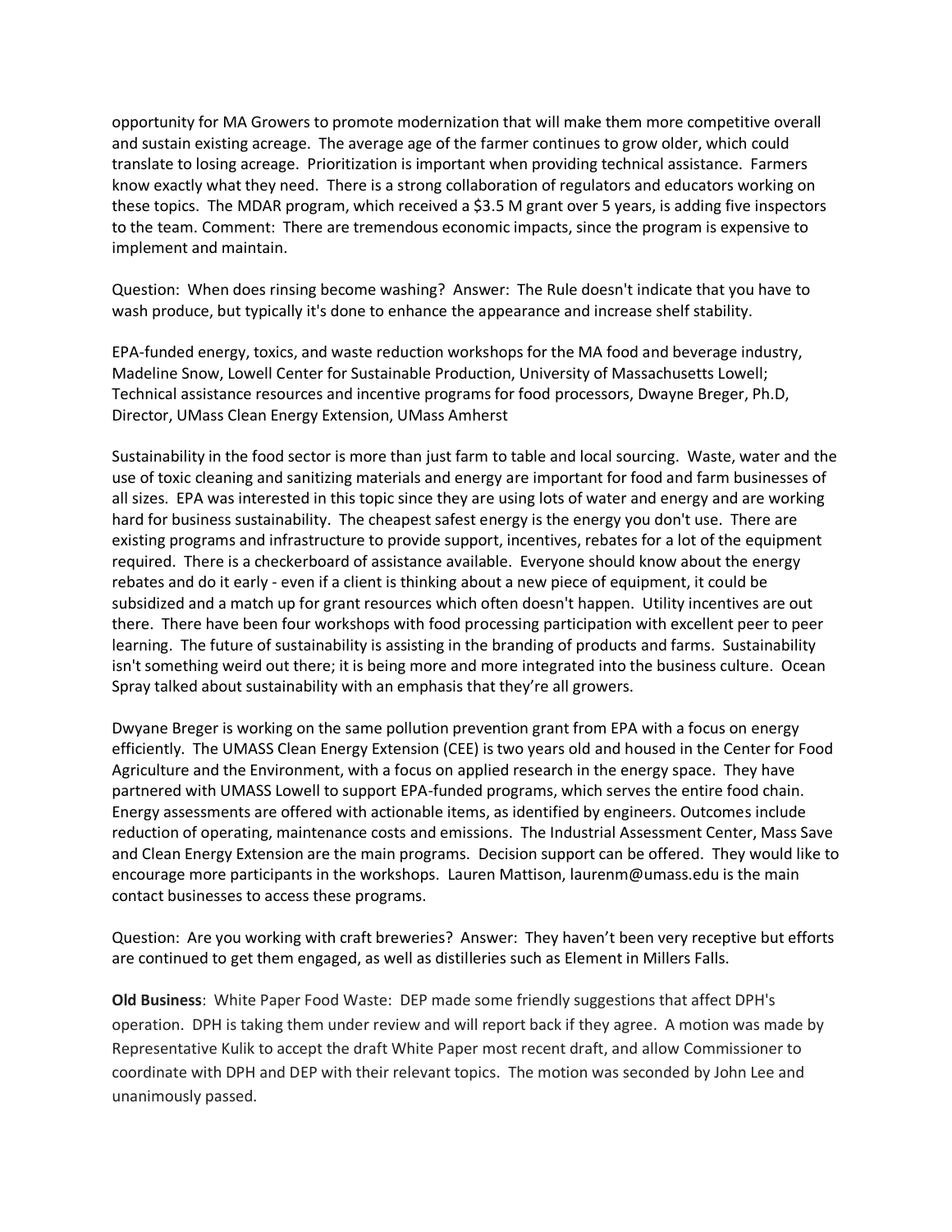opportunity for MA Growers to promote modernization that will make them more competitive overall and sustain existing acreage. The average age of the farmer continues to grow older, which could translate to losing acreage. Prioritization is important when providing technical assistance. Farmers know exactly what they need. There is a strong collaboration of regulators and educators working on these topics. The MDAR program, which received a $3.5 M grant over 5 years, is adding five inspectors to the team. Comment: There are tremendous economic impacts, since the program is expensive to implement and maintain.

Question: When does rinsing become washing? Answer: The Rule doesn't indicate that you have to wash produce, but typically it's done to enhance the appearance and increase shelf stability.

EPA-funded energy, toxics, and waste reduction workshops for the MA food and beverage industry, Madeline Snow, Lowell Center for Sustainable Production, University of Massachusetts Lowell; Technical assistance resources and incentive programs for food processors, Dwayne Breger, Ph.D, Director, UMass Clean Energy Extension, UMass Amherst

Sustainability in the food sector is more than just farm to table and local sourcing. Waste, water and the use of toxic cleaning and sanitizing materials and energy are important for food and farm businesses of all sizes. EPA was interested in this topic since they are using lots of water and energy and are working hard for business sustainability. The cheapest safest energy is the energy you don't use. There are existing programs and infrastructure to provide support, incentives, rebates for a lot of the equipment required. There is a checkerboard of assistance available. Everyone should know about the energy rebates and do it early - even if a client is thinking about a new piece of equipment, it could be subsidized and a match up for grant resources which often doesn't happen. Utility incentives are out there. There have been four workshops with food processing participation with excellent peer to peer learning. The future of sustainability is assisting in the branding of products and farms. Sustainability isn't something weird out there; it is being more and more integrated into the business culture. Ocean Spray talked about sustainability with an emphasis that they're all growers.

Dwyane Breger is working on the same pollution prevention grant from EPA with a focus on energy efficiently. The UMASS Clean Energy Extension (CEE) is two years old and housed in the Center for Food Agriculture and the Environment, with a focus on applied research in the energy space. They have partnered with UMASS Lowell to support EPA-funded programs, which serves the entire food chain. Energy assessments are offered with actionable items, as identified by engineers. Outcomes include reduction of operating, maintenance costs and emissions. The Industrial Assessment Center, Mass Save and Clean Energy Extension are the main programs. Decision support can be offered. They would like to encourage more participants in the workshops. Lauren Mattison, laurenm@umass.edu is the main contact businesses to access these programs.

Question: Are you working with craft breweries? Answer: They haven't been very receptive but efforts are continued to get them engaged, as well as distilleries such as Element in Millers Falls.

**Old Business**: White Paper Food Waste: DEP made some friendly suggestions that affect DPH's operation. DPH is taking them under review and will report back if they agree. A motion was made by Representative Kulik to accept the draft White Paper most recent draft, and allow Commissioner to coordinate with DPH and DEP with their relevant topics. The motion was seconded by John Lee and unanimously passed.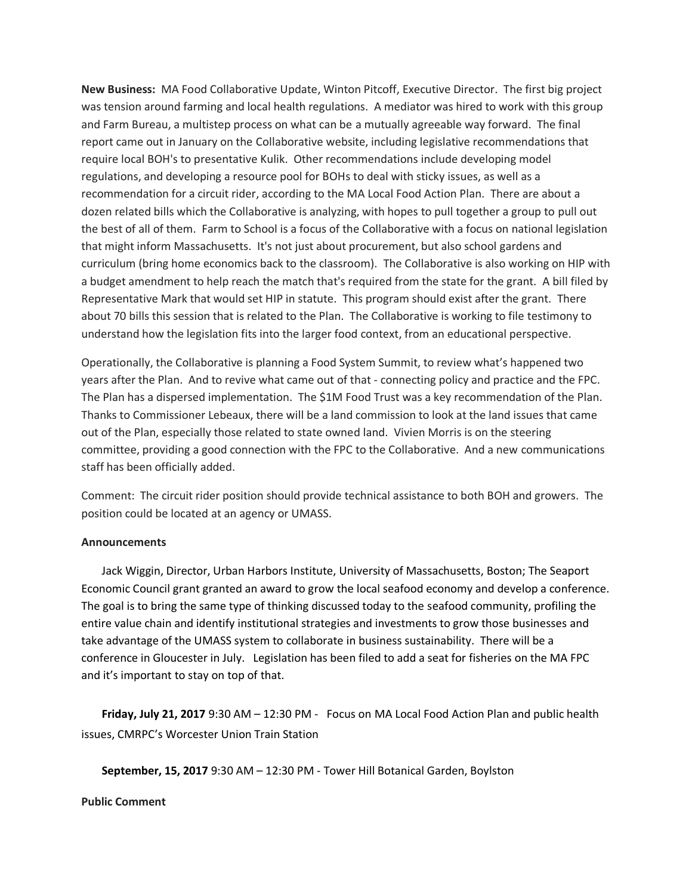**New Business:** MA Food Collaborative Update, Winton Pitcoff, Executive Director. The first big project was tension around farming and local health regulations. A mediator was hired to work with this group and Farm Bureau, a multistep process on what can be a mutually agreeable way forward. The final report came out in January on the Collaborative website, including legislative recommendations that require local BOH's to presentative Kulik. Other recommendations include developing model regulations, and developing a resource pool for BOHs to deal with sticky issues, as well as a recommendation for a circuit rider, according to the MA Local Food Action Plan. There are about a dozen related bills which the Collaborative is analyzing, with hopes to pull together a group to pull out the best of all of them. Farm to School is a focus of the Collaborative with a focus on national legislation that might inform Massachusetts. It's not just about procurement, but also school gardens and curriculum (bring home economics back to the classroom). The Collaborative is also working on HIP with a budget amendment to help reach the match that's required from the state for the grant. A bill filed by Representative Mark that would set HIP in statute. This program should exist after the grant. There about 70 bills this session that is related to the Plan. The Collaborative is working to file testimony to understand how the legislation fits into the larger food context, from an educational perspective.

Operationally, the Collaborative is planning a Food System Summit, to review what's happened two years after the Plan. And to revive what came out of that - connecting policy and practice and the FPC. The Plan has a dispersed implementation. The $1M Food Trust was a key recommendation of the Plan. Thanks to Commissioner Lebeaux, there will be a land commission to look at the land issues that came out of the Plan, especially those related to state owned land. Vivien Morris is on the steering committee, providing a good connection with the FPC to the Collaborative. And a new communications staff has been officially added.

Comment: The circuit rider position should provide technical assistance to both BOH and growers. The position could be located at an agency or UMASS.

**Announcements**

Jack Wiggin, Director, Urban Harbors Institute, University of Massachusetts, Boston; The Seaport Economic Council grant granted an award to grow the local seafood economy and develop a conference. The goal is to bring the same type of thinking discussed today to the seafood community, profiling the entire value chain and identify institutional strategies and investments to grow those businesses and take advantage of the UMASS system to collaborate in business sustainability. There will be a conference in Gloucester in July. Legislation has been filed to add a seat for fisheries on the MA FPC and it's important to stay on top of that.

**Friday, July 21, 2017** 9:30 AM – 12:30 PM - Focus on MA Local Food Action Plan and public health issues, CMRPC's Worcester Union Train Station

**September, 15, 2017** 9:30 AM – 12:30 PM - Tower Hill Botanical Garden, Boylston

**Public Comment**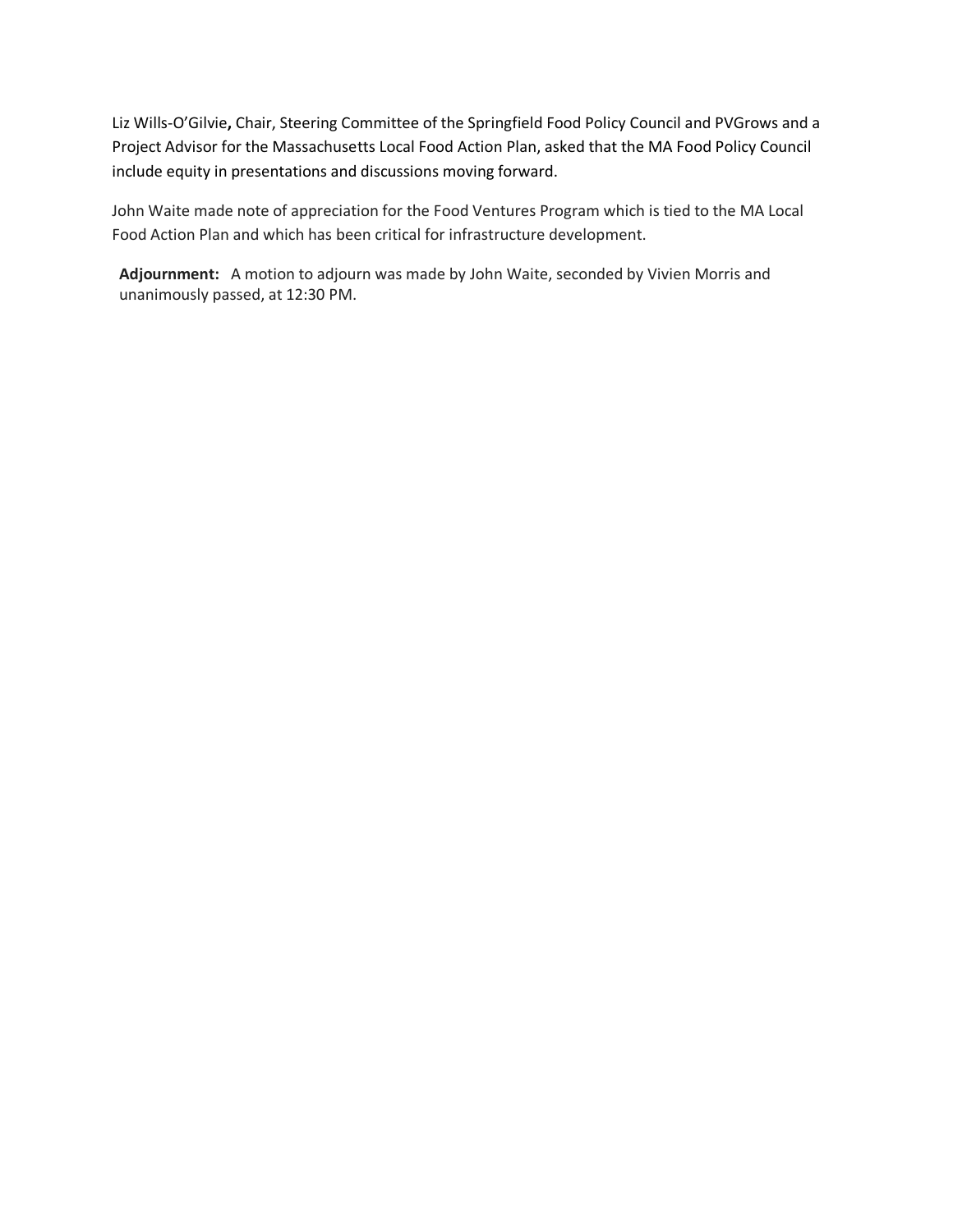Liz Wills-O'Gilvie**,** Chair, Steering Committee of the Springfield Food Policy Council and PVGrows and a Project Advisor for the Massachusetts Local Food Action Plan, asked that the MA Food Policy Council include equity in presentations and discussions moving forward.

John Waite made note of appreciation for the Food Ventures Program which is tied to the MA Local Food Action Plan and which has been critical for infrastructure development.

**Adjournment:** A motion to adjourn was made by John Waite, seconded by Vivien Morris and unanimously passed, at 12:30 PM.